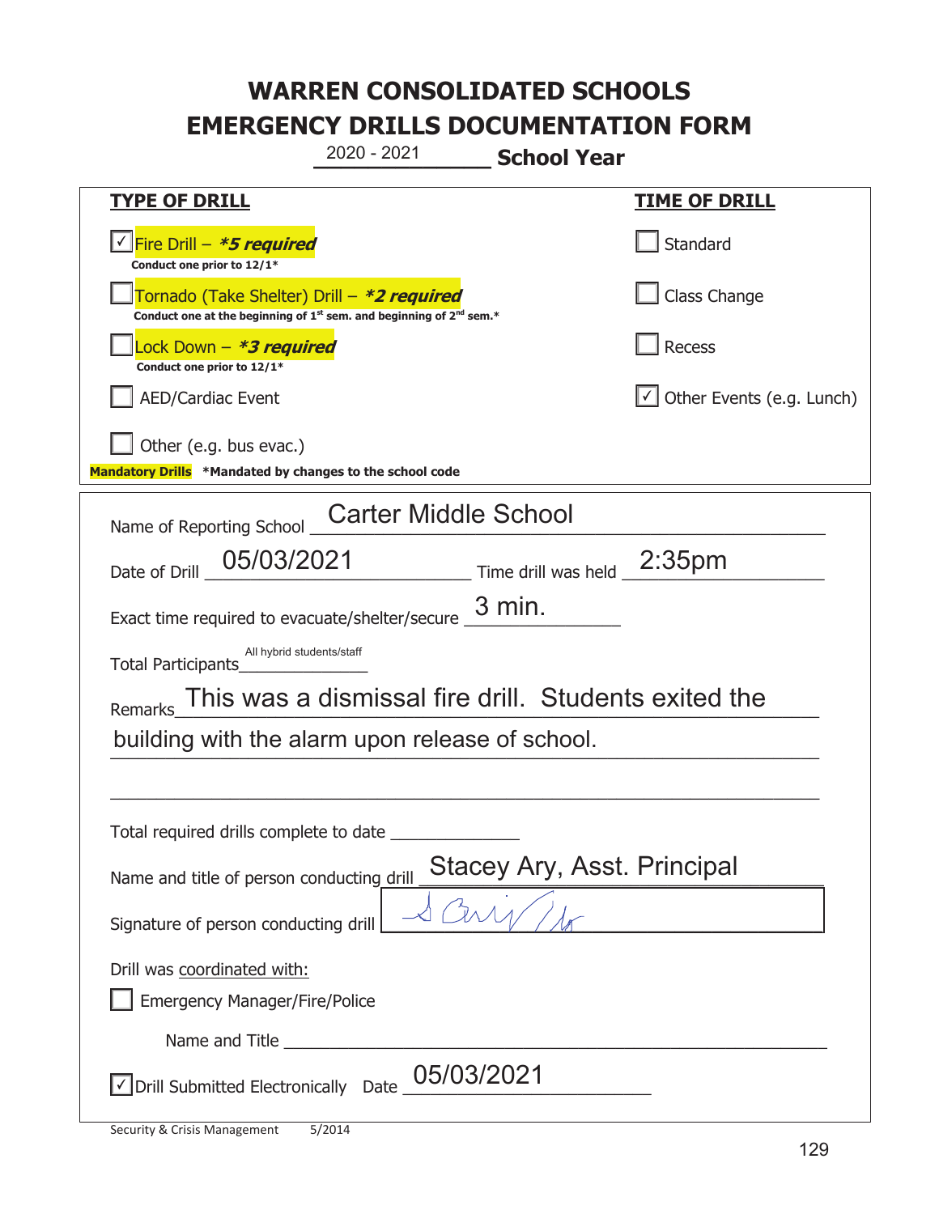# WARREN CONSOLIDATED SCHOOLS
# EMERGENCY DRILLS DOCUMENTATION FORM

2020 - 2021 **School Year**

| **TYPE OF DRILL** | **TIME OF DRILL** |
|---|---|
| ☑ Fire Drill – ***\*5 required*** <br> **Conduct one prior to 12/1\*** | ☐ Standard |
| ☐ Tornado (Take Shelter) Drill – ***\*2 required*** <br> **Conduct one at the beginning of 1st sem. and beginning of 2nd sem.\*** | ☐ Class Change |
| ☐ Lock Down – ***\*3 required*** <br> **Conduct one prior to 12/1\*** | ☐ Recess |
| ☐ AED/Cardiac Event | ☑ Other Events (e.g. Lunch) |
| ☐ Other (e.g. bus evac.) | |

**Mandatory Drills** **\*Mandated by changes to the school code**

Name of Reporting School: Carter Middle School

Date of Drill: 05/03/2021 Time drill was held: 2:35pm

Exact time required to evacuate/shelter/secure: 3 min.

Total Participants: All hybrid students/staff

Remarks: This was a dismissal fire drill. Students exited the building with the alarm upon release of school.

Total required drills complete to date: ____________

Name and title of person conducting drill: Stacey Ary, Asst. Principal

Signature of person conducting drill: [signature]

Drill was coordinated with:

☐ Emergency Manager/Fire/Police

Name and Title: ____________

☑ Drill Submitted Electronically Date: 05/03/2021

Security & Crisis Management 5/2014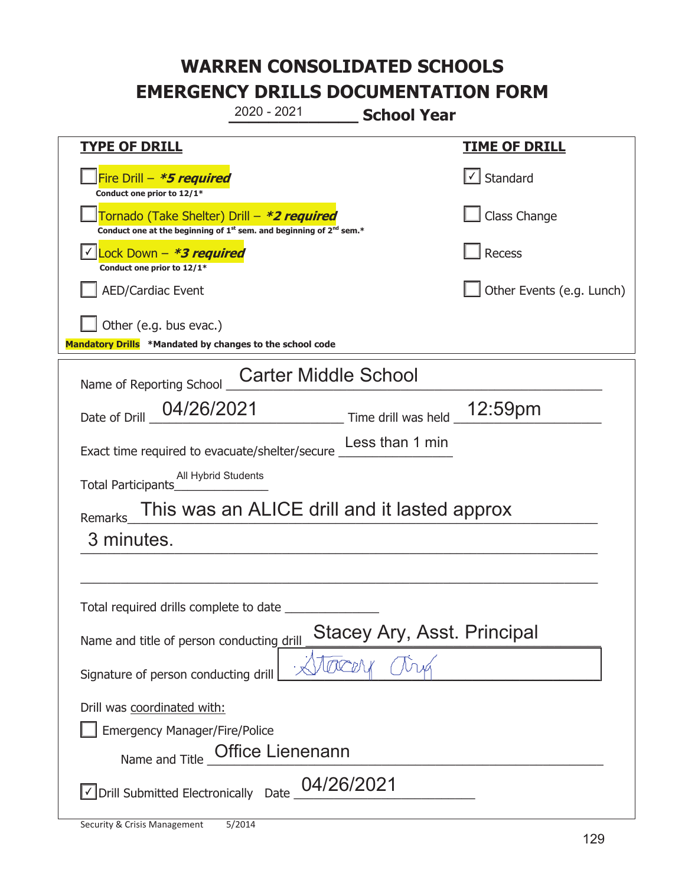# WARREN CONSOLIDATED SCHOOLS
# EMERGENCY DRILLS DOCUMENTATION FORM

2020 - 2021 **School Year**

| **TYPE OF DRILL** | **TIME OF DRILL** |
|---|---|
| ☐ Fire Drill – ***5 required*** <br> **Conduct one prior to 12/1*** | ☑ Standard |
| ☐ Tornado (Take Shelter) Drill – ***2 required*** <br> **Conduct one at the beginning of 1st sem. and beginning of 2nd sem.*** | ☐ Class Change |
| ☑ Lock Down – ***3 required*** <br> **Conduct one prior to 12/1*** | ☐ Recess |
| ☐ AED/Cardiac Event | ☐ Other Events (e.g. Lunch) |
| ☐ Other (e.g. bus evac.) | |

**Mandatory Drills** **\*Mandated by changes to the school code**

Name of Reporting School: Carter Middle School

Date of Drill: 04/26/2021 Time drill was held: 12:59pm

Exact time required to evacuate/shelter/secure: Less than 1 min

Total Participants: All Hybrid Students

Remarks: This was an ALICE drill and it lasted approx 3 minutes.

Total required drills complete to date: ______________

Name and title of person conducting drill: Stacey Ary, Asst. Principal

Signature of person conducting drill: Stacey Ary

Drill was coordinated with:

☐ Emergency Manager/Fire/Police

Name and Title: Office Lienenann

☑ Drill Submitted Electronically Date: 04/26/2021

Security & Crisis Management 5/2014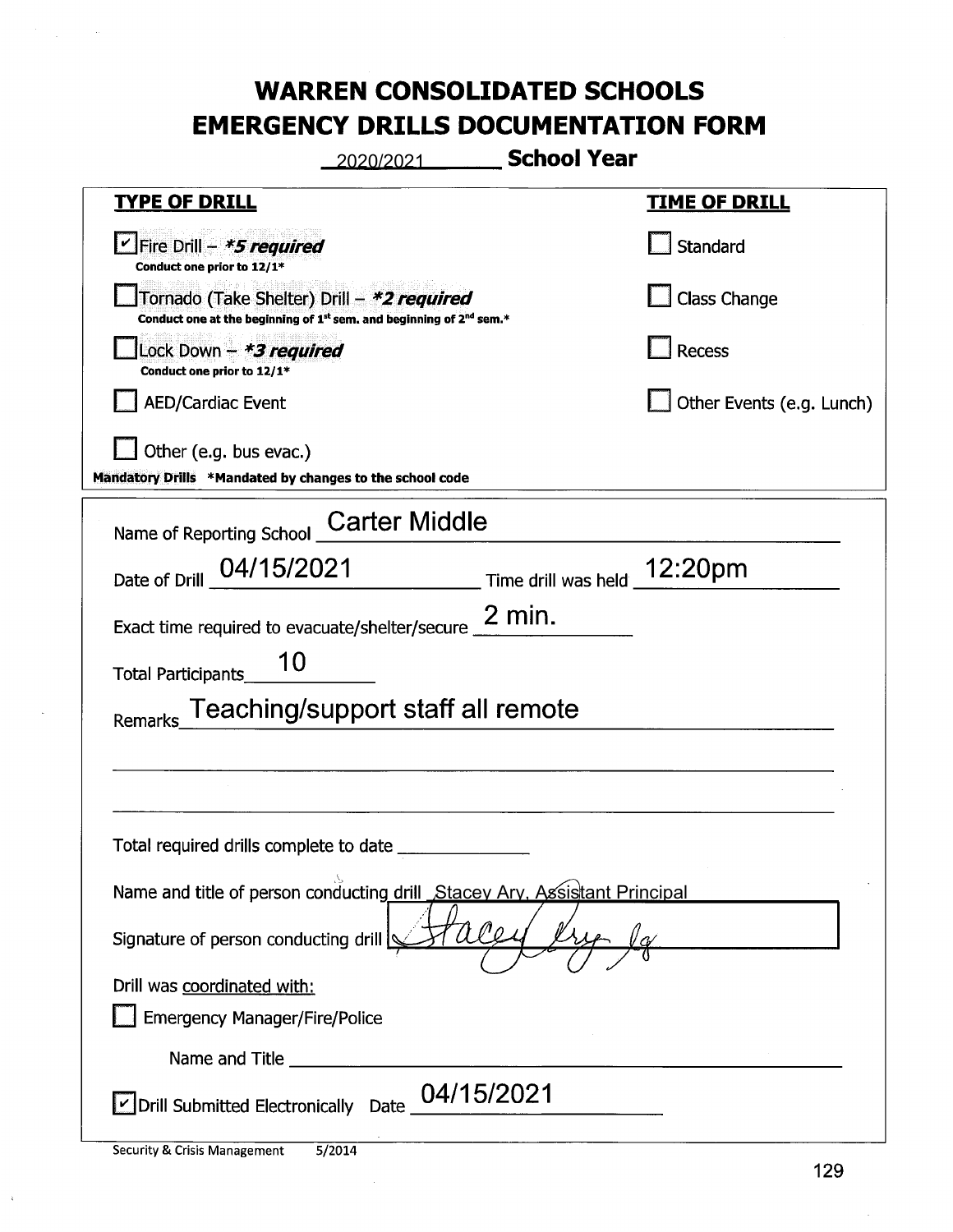# WARREN CONSOLIDATED SCHOOLS
# EMERGENCY DRILLS DOCUMENTATION FORM

2020/2021 **School Year**

| **TYPE OF DRILL** | **TIME OF DRILL** |
|---|---|
| ☑ Fire Drill – ***5 required*** <br> Conduct one prior to 12/1* | ☐ Standard |
| ☐ Tornado (Take Shelter) Drill – ***2 required*** <br> Conduct one at the beginning of 1st sem. and beginning of 2nd sem.* | ☐ Class Change |
| ☐ Lock Down – ***3 required*** <br> Conduct one prior to 12/1* | ☐ Recess |
| ☐ AED/Cardiac Event | ☐ Other Events (e.g. Lunch) |
| ☐ Other (e.g. bus evac.) | |

**Mandatory Drills** *Mandated by changes to the school code

Name of Reporting School: Carter Middle

Date of Drill: 04/15/2021 Time drill was held: 12:20pm

Exact time required to evacuate/shelter/secure: 2 min.

Total Participants: 10

Remarks: Teaching/support staff all remote

Total required drills complete to date: ______________

Name and title of person conducting drill: Stacey Ary, Assistant Principal

Signature of person conducting drill: Stacey Ary Ag

Drill was coordinated with:

☐ Emergency Manager/Fire/Police

Name and Title: ______________

☑ Drill Submitted Electronically Date: 04/15/2021

Security & Crisis Management 5/2014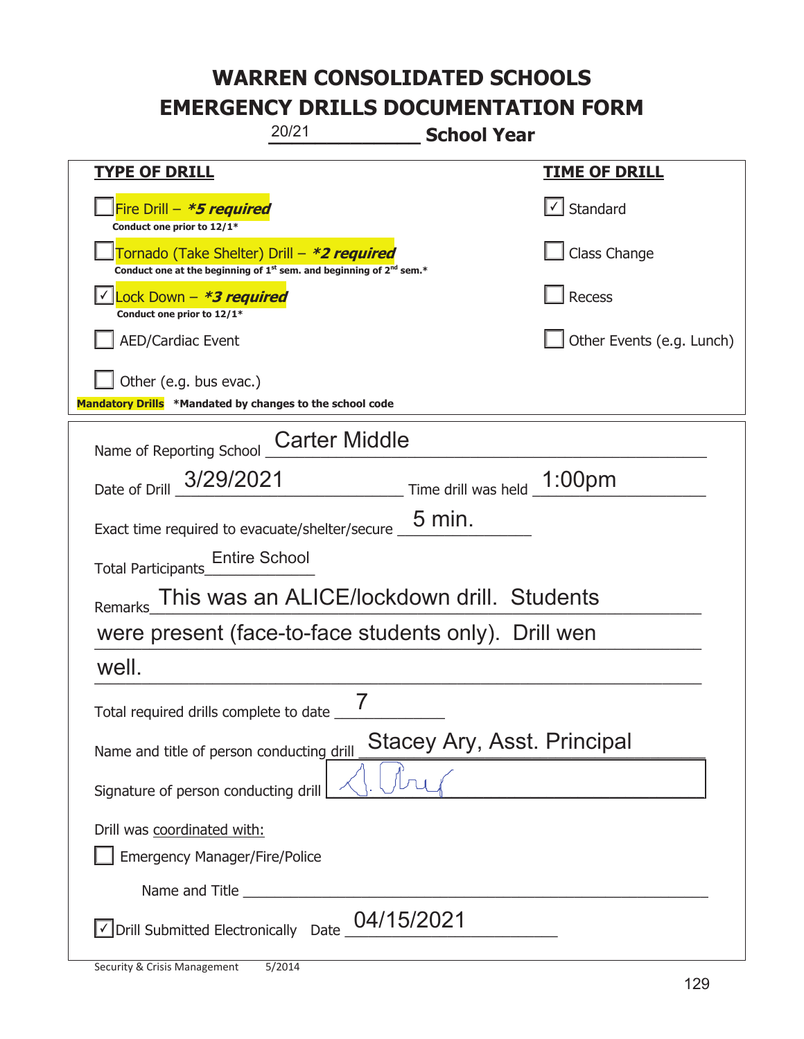# WARREN CONSOLIDATED SCHOOLS
# EMERGENCY DRILLS DOCUMENTATION FORM

20/21 **School Year**

| **TYPE OF DRILL** | **TIME OF DRILL** |
|---|---|
| ☐ Fire Drill – ***5 required*** <br> **Conduct one prior to 12/1*** | ☑ Standard |
| ☐ Tornado (Take Shelter) Drill – ***2 required*** <br> **Conduct one at the beginning of 1st sem. and beginning of 2nd sem.*** | ☐ Class Change |
| ☑ Lock Down – ***3 required*** <br> **Conduct one prior to 12/1*** | ☐ Recess |
| ☐ AED/Cardiac Event | ☐ Other Events (e.g. Lunch) |
| ☐ Other (e.g. bus evac.) | |

**Mandatory Drills** **\*Mandated by changes to the school code**

Name of Reporting School: Carter Middle

Date of Drill: 3/29/2021 Time drill was held: 1:00pm

Exact time required to evacuate/shelter/secure: 5 min.

Total Participants: Entire School

Remarks: This was an ALICE/lockdown drill. Students were present (face-to-face students only). Drill wen well.

Total required drills complete to date: 7

Name and title of person conducting drill: Stacey Ary, Asst. Principal

Signature of person conducting drill: [signature]

Drill was coordinated with:

☐ Emergency Manager/Fire/Police

Name and Title: ____________________

☑ Drill Submitted Electronically Date: 04/15/2021

Security & Crisis Management 5/2014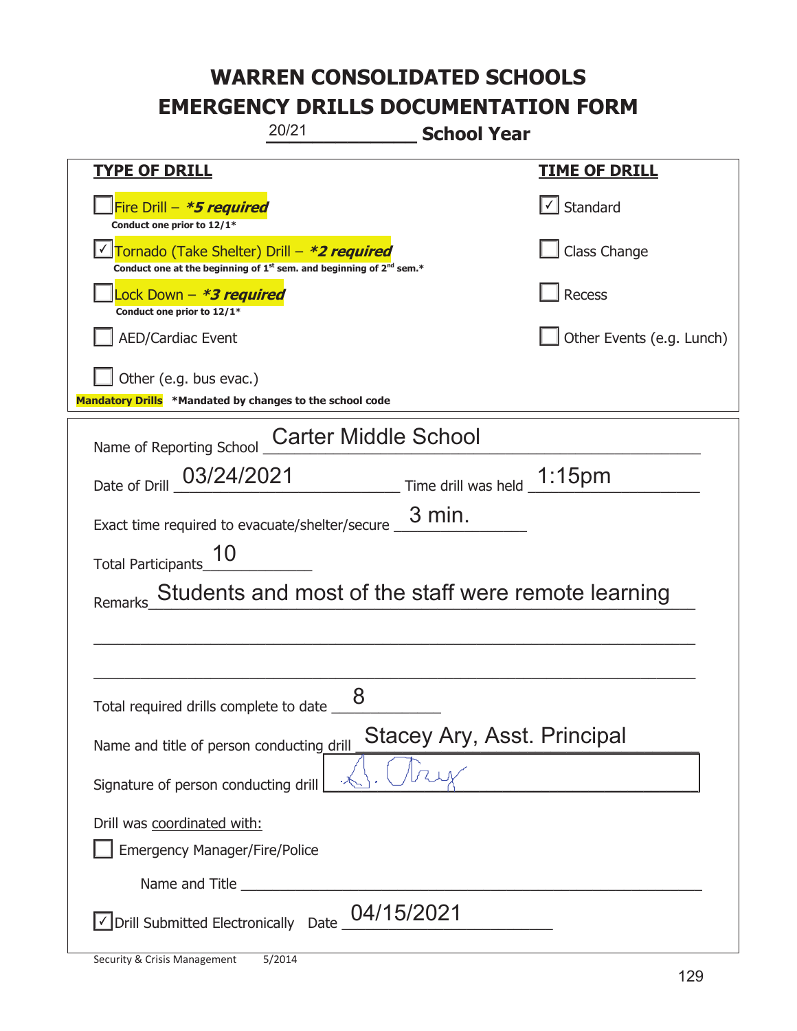# WARREN CONSOLIDATED SCHOOLS
# EMERGENCY DRILLS DOCUMENTATION FORM

20/21 **School Year**

| **TYPE OF DRILL** | **TIME OF DRILL** |
|---|---|
| ☐ Fire Drill – ***5 required*** <br> **Conduct one prior to 12/1*** | ☑ Standard |
| ☑ Tornado (Take Shelter) Drill – ***2 required*** <br> **Conduct one at the beginning of 1st sem. and beginning of 2nd sem.*** | ☐ Class Change |
| ☐ Lock Down – ***3 required*** <br> **Conduct one prior to 12/1*** | ☐ Recess |
| ☐ AED/Cardiac Event | ☐ Other Events (e.g. Lunch) |
| ☐ Other (e.g. bus evac.) | |

**Mandatory Drills** ***Mandated by changes to the school code**

Name of Reporting School: Carter Middle School

Date of Drill: 03/24/2021    Time drill was held: 1:15pm

Exact time required to evacuate/shelter/secure: 3 min.

Total Participants: 10

Remarks: Students and most of the staff were remote learning

Total required drills complete to date: 8

Name and title of person conducting drill: Stacey Ary, Asst. Principal

Signature of person conducting drill: S. Ary

Drill was coordinated with:

☐ Emergency Manager/Fire/Police

Name and Title: ____________

☑ Drill Submitted Electronically    Date: 04/15/2021

Security & Crisis Management    5/2014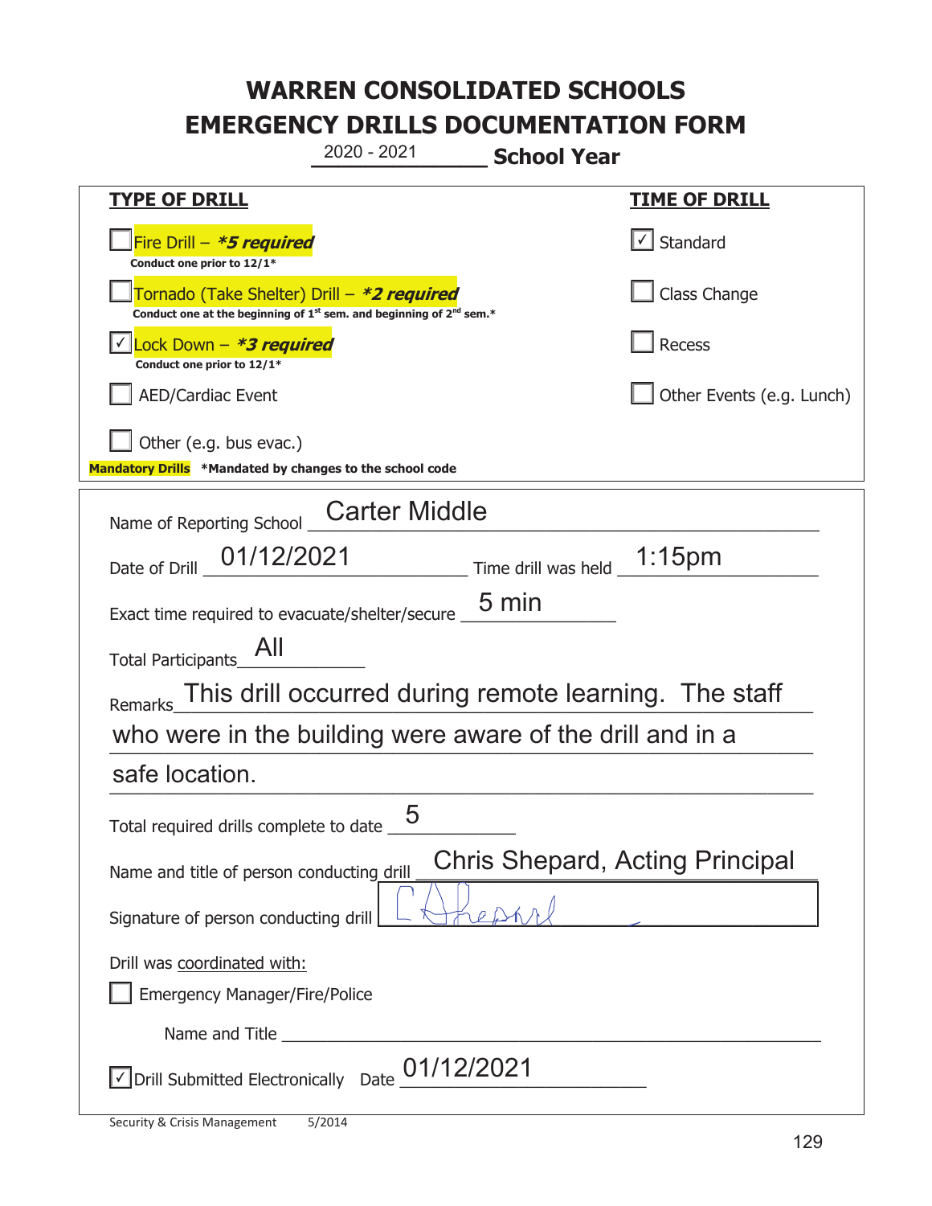# WARREN CONSOLIDATED SCHOOLS
# EMERGENCY DRILLS DOCUMENTATION FORM

2020 - 2021 **School Year**

| **TYPE OF DRILL** | **TIME OF DRILL** |
|---|---|
| ☐ Fire Drill – ***5 required*** Conduct one prior to 12/1* | ☑ Standard |
| ☐ Tornado (Take Shelter) Drill – ***2 required*** Conduct one at the beginning of 1st sem. and beginning of 2nd sem.* | ☐ Class Change |
| ☑ Lock Down – ***3 required*** Conduct one prior to 12/1* | ☐ Recess |
| ☐ AED/Cardiac Event | ☐ Other Events (e.g. Lunch) |
| ☐ Other (e.g. bus evac.) | |

**Mandatory Drills** ***Mandated by changes to the school code**

Name of Reporting School: Carter Middle

Date of Drill: 01/12/2021 Time drill was held: 1:15pm

Exact time required to evacuate/shelter/secure: 5 min

Total Participants: All

Remarks: This drill occurred during remote learning. The staff who were in the building were aware of the drill and in a safe location.

Total required drills complete to date: 5

Name and title of person conducting drill: Chris Shepard, Acting Principal

Signature of person conducting drill: C Shepard

Drill was coordinated with:

☐ Emergency Manager/Fire/Police

Name and Title ______________________

☑ Drill Submitted Electronically Date: 01/12/2021

Security & Crisis Management 5/2014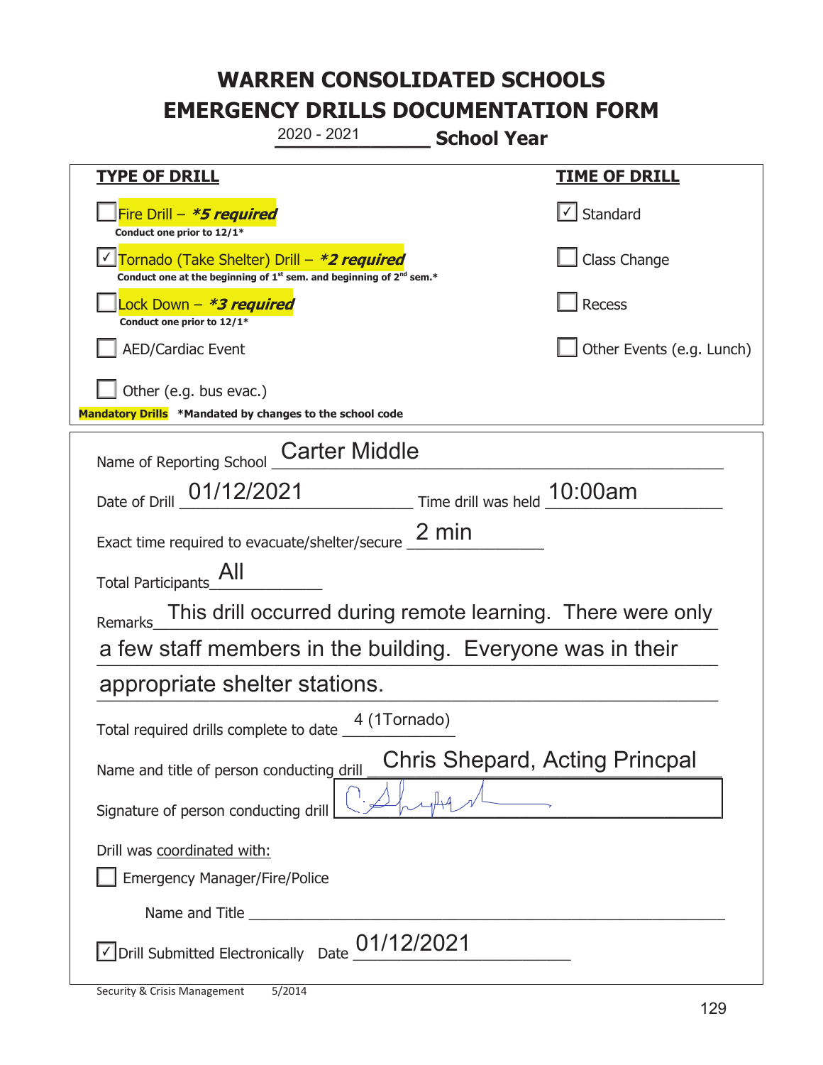# WARREN CONSOLIDATED SCHOOLS
# EMERGENCY DRILLS DOCUMENTATION FORM

2020 - 2021 **School Year**

| **TYPE OF DRILL** | **TIME OF DRILL** |
|---|---|
| ☐ Fire Drill – ***5 required*** <br> **Conduct one prior to 12/1*** | ☑ Standard |
| ☑ Tornado (Take Shelter) Drill – ***2 required*** <br> **Conduct one at the beginning of 1st sem. and beginning of 2nd sem.*** | ☐ Class Change |
| ☐ Lock Down – ***3 required*** <br> **Conduct one prior to 12/1*** | ☐ Recess |
| ☐ AED/Cardiac Event | ☐ Other Events (e.g. Lunch) |
| ☐ Other (e.g. bus evac.) | |

**Mandatory Drills** **\*Mandated by changes to the school code**

Name of Reporting School: Carter Middle

Date of Drill: 01/12/2021 Time drill was held: 10:00am

Exact time required to evacuate/shelter/secure: 2 min

Total Participants: All

Remarks: This drill occurred during remote learning. There were only a few staff members in the building. Everyone was in their appropriate shelter stations.

Total required drills complete to date: 4 (1Tornado)

Name and title of person conducting drill: Chris Shepard, Acting Princpal

Signature of person conducting drill: [signature]

Drill was coordinated with:

☐ Emergency Manager/Fire/Police

Name and Title: 

☑ Drill Submitted Electronically Date: 01/12/2021

Security & Crisis Management 5/2014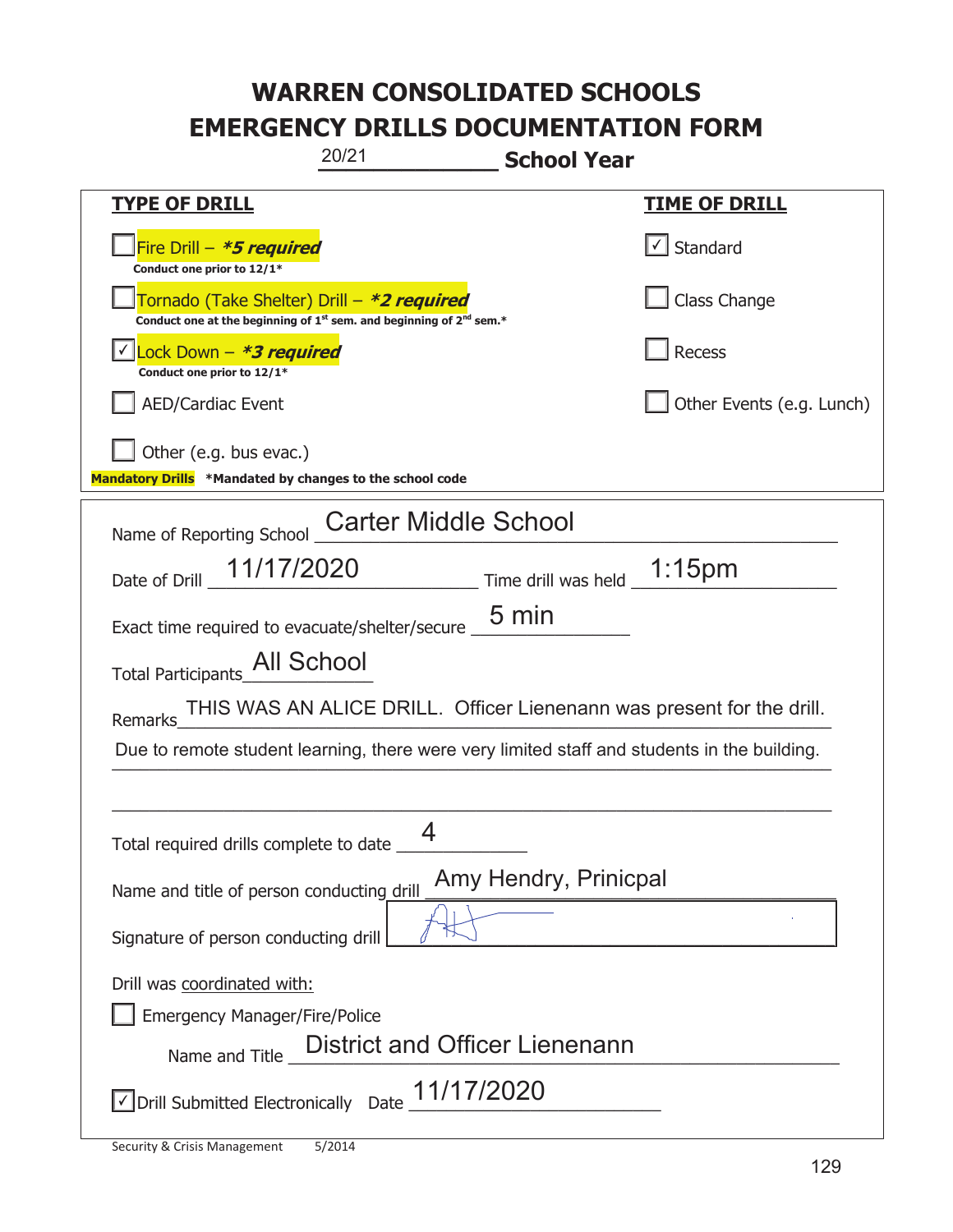# WARREN CONSOLIDATED SCHOOLS
# EMERGENCY DRILLS DOCUMENTATION FORM

20/21 **School Year**

| **TYPE OF DRILL** | **TIME OF DRILL** |
|---|---|
| ☐ Fire Drill – ***5 required** <br> **Conduct one prior to 12/1*** | ☑ Standard |
| ☐ Tornado (Take Shelter) Drill – ***2 required** <br> **Conduct one at the beginning of 1st sem. and beginning of 2nd sem.*** | ☐ Class Change |
| ☑ Lock Down – ***3 required** <br> **Conduct one prior to 12/1*** | ☐ Recess |
| ☐ AED/Cardiac Event | ☐ Other Events (e.g. Lunch) |
| ☐ Other (e.g. bus evac.) | |

**Mandatory Drills** ***Mandated by changes to the school code**

Name of Reporting School: Carter Middle School

Date of Drill: 11/17/2020 Time drill was held: 1:15pm

Exact time required to evacuate/shelter/secure: 5 min

Total Participants: All School

Remarks: THIS WAS AN ALICE DRILL. Officer Lienenann was present for the drill. Due to remote student learning, there were very limited staff and students in the building.

Total required drills complete to date: 4

Name and title of person conducting drill: Amy Hendry, Prinicpal

Signature of person conducting drill: [signature]

Drill was coordinated with:

☐ Emergency Manager/Fire/Police

Name and Title: District and Officer Lienenann

☑ Drill Submitted Electronically Date: 11/17/2020

Security & Crisis Management 5/2014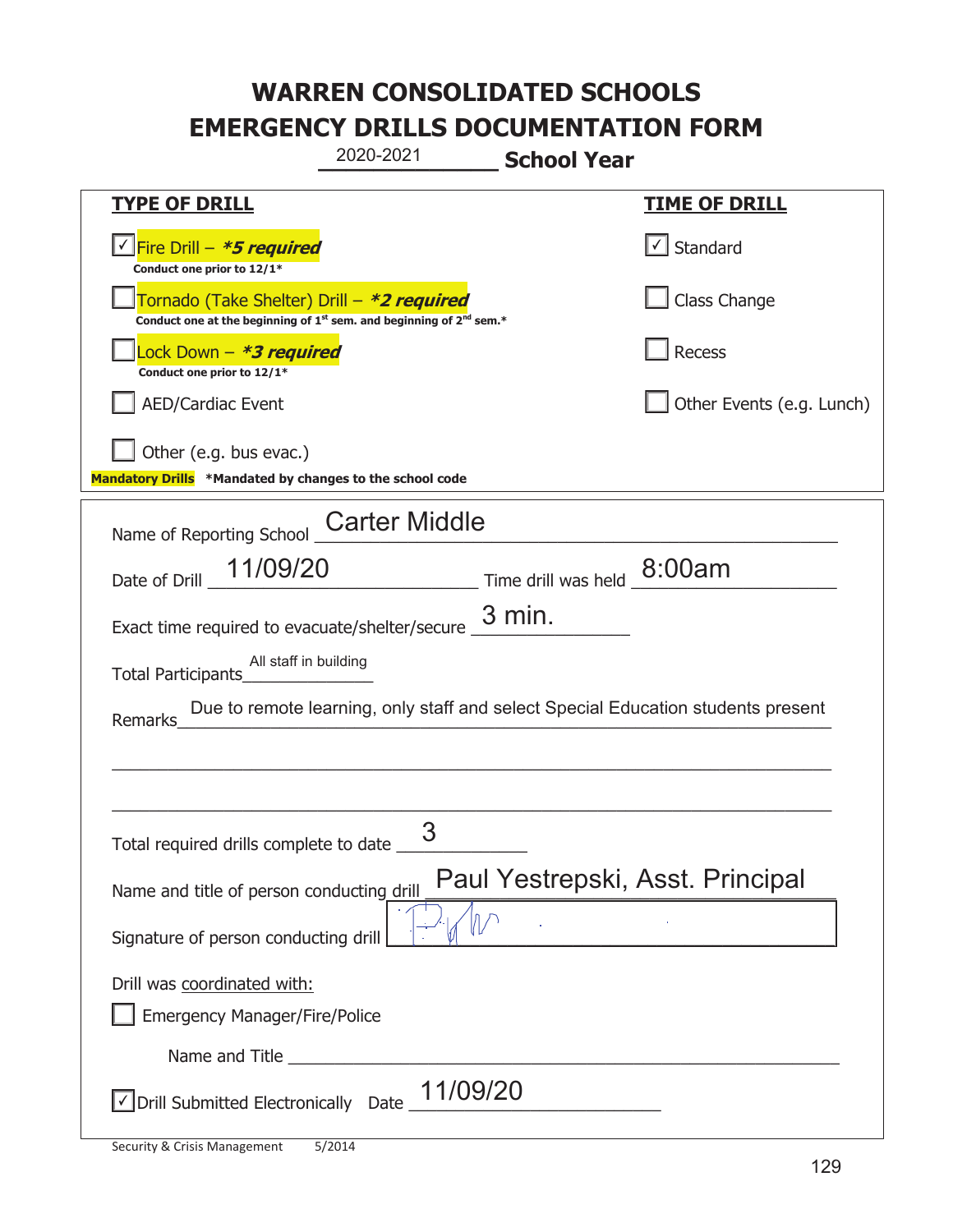# WARREN CONSOLIDATED SCHOOLS
# EMERGENCY DRILLS DOCUMENTATION FORM

2020-2021 **School Year**

| TYPE OF DRILL | TIME OF DRILL |
|---|---|
| ☑ Fire Drill – ***5 required*** <br> **Conduct one prior to 12/1*** | ☑ Standard |
| ☐ Tornado (Take Shelter) Drill – ***2 required*** <br> **Conduct one at the beginning of 1st sem. and beginning of 2nd sem.*** | ☐ Class Change |
| ☐ Lock Down – ***3 required*** <br> **Conduct one prior to 12/1*** | ☐ Recess |
| ☐ AED/Cardiac Event | ☐ Other Events (e.g. Lunch) |
| ☐ Other (e.g. bus evac.) | |

**Mandatory Drills** ***Mandated by changes to the school code**

Name of Reporting School: Carter Middle

Date of Drill: 11/09/20 Time drill was held: 8:00am

Exact time required to evacuate/shelter/secure: 3 min.

Total Participants: All staff in building

Remarks: Due to remote learning, only staff and select Special Education students present

Total required drills complete to date: 3

Name and title of person conducting drill: Paul Yestrepski, Asst. Principal

Signature of person conducting drill: [signature]

Drill was coordinated with:

☐ Emergency Manager/Fire/Police

Name and Title ______________________

☑ Drill Submitted Electronically Date: 11/09/20

Security & Crisis Management 5/2014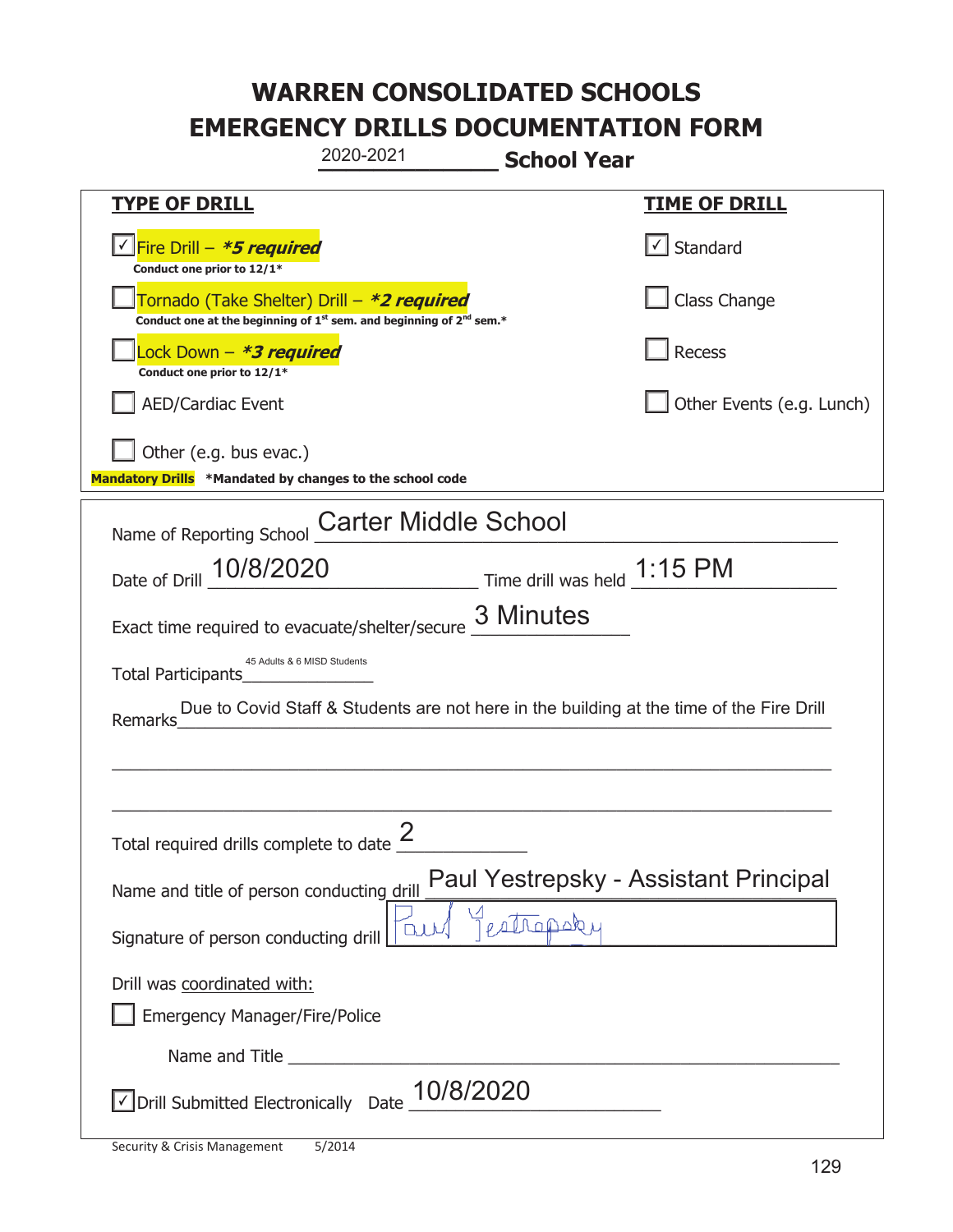# WARREN CONSOLIDATED SCHOOLS
# EMERGENCY DRILLS DOCUMENTATION FORM

2020-2021 **School Year**

| **TYPE OF DRILL** | **TIME OF DRILL** |
|---|---|
| ☑ Fire Drill – ***5 required*** <br> **Conduct one prior to 12/1*** | ☑ Standard |
| ☐ Tornado (Take Shelter) Drill – ***2 required*** <br> **Conduct one at the beginning of 1st sem. and beginning of 2nd sem.*** | ☐ Class Change |
| ☐ Lock Down – ***3 required*** <br> **Conduct one prior to 12/1*** | ☐ Recess |
| ☐ AED/Cardiac Event | ☐ Other Events (e.g. Lunch) |
| ☐ Other (e.g. bus evac.) | |

**Mandatory Drills** **\*Mandated by changes to the school code**

Name of Reporting School: Carter Middle School

Date of Drill: 10/8/2020 Time drill was held: 1:15 PM

Exact time required to evacuate/shelter/secure: 3 Minutes

Total Participants: 45 Adults & 6 MISD Students

Remarks: Due to Covid Staff & Students are not here in the building at the time of the Fire Drill

Total required drills complete to date: 2

Name and title of person conducting drill: Paul Yestrepsky - Assistant Principal

Signature of person conducting drill: Paul Yestrepsky

Drill was coordinated with:

☐ Emergency Manager/Fire/Police

Name and Title ______________________

☑ Drill Submitted Electronically Date: 10/8/2020

Security & Crisis Management 5/2014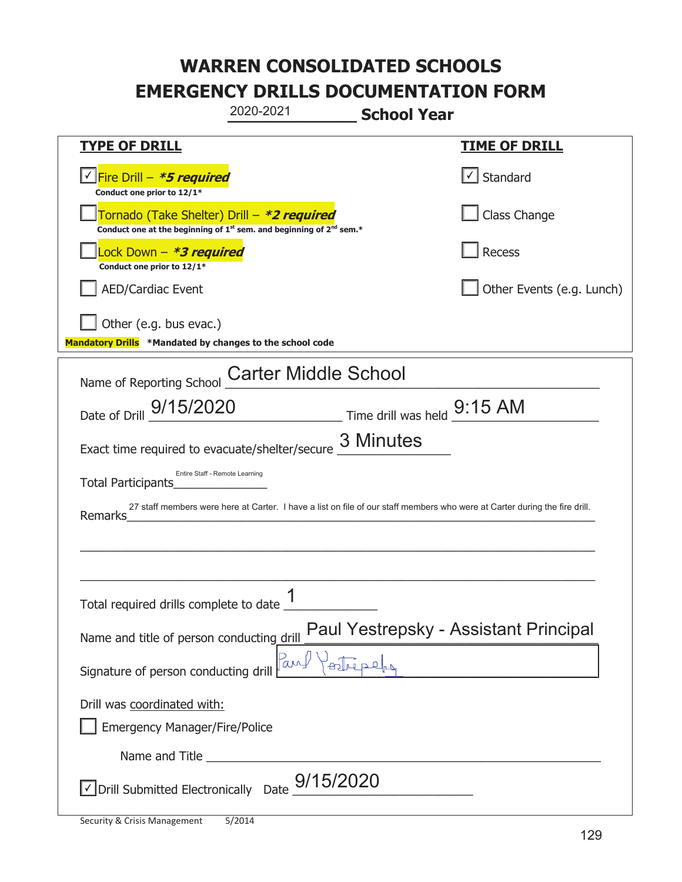# WARREN CONSOLIDATED SCHOOLS
# EMERGENCY DRILLS DOCUMENTATION FORM

2020-2021 **School Year**

| **TYPE OF DRILL** | **TIME OF DRILL** |
|---|---|
| ☑ Fire Drill – ***5 required**<br>**Conduct one prior to 12/1*** | ☑ Standard |
| ☐ Tornado (Take Shelter) Drill – ***2 required**<br>**Conduct one at the beginning of 1st sem. and beginning of 2nd sem.*** | ☐ Class Change |
| ☐ Lock Down – ***3 required**<br>**Conduct one prior to 12/1*** | ☐ Recess |
| ☐ AED/Cardiac Event | ☐ Other Events (e.g. Lunch) |
| ☐ Other (e.g. bus evac.) | |

**Mandatory Drills** ***Mandated by changes to the school code**

Name of Reporting School: Carter Middle School

Date of Drill: 9/15/2020 Time drill was held: 9:15 AM

Exact time required to evacuate/shelter/secure: 3 Minutes

Total Participants: Entire Staff - Remote Learning

Remarks: 27 staff members were here at Carter. I have a list on file of our staff members who were at Carter during the fire drill.

Total required drills complete to date: 1

Name and title of person conducting drill: Paul Yestrepsky - Assistant Principal

Signature of person conducting drill: Paul Yestrepsky

Drill was coordinated with:

☐ Emergency Manager/Fire/Police

Name and Title: ______

☑ Drill Submitted Electronically Date: 9/15/2020

Security & Crisis Management 5/2014